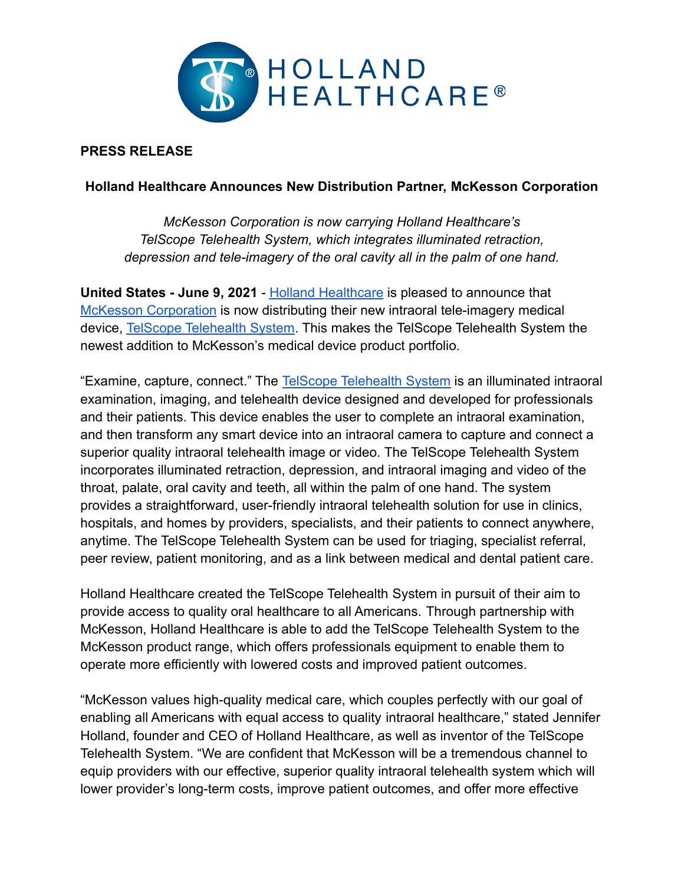HOLLAND HEALTHCARE®

**PRESS RELEASE**

**Holland Healthcare Announces New Distribution Partner, McKesson Corporation**

*McKesson Corporation is now carrying Holland Healthcare's TelScope Telehealth System, which integrates illuminated retraction, depression and tele-imagery of the oral cavity all in the palm of one hand.*

**United States - June 9, 2021** - Holland Healthcare is pleased to announce that McKesson Corporation is now distributing their new intraoral tele-imagery medical device, TelScope Telehealth System. This makes the TelScope Telehealth System the newest addition to McKesson's medical device product portfolio.

"Examine, capture, connect." The TelScope Telehealth System is an illuminated intraoral examination, imaging, and telehealth device designed and developed for professionals and their patients. This device enables the user to complete an intraoral examination, and then transform any smart device into an intraoral camera to capture and connect a superior quality intraoral telehealth image or video. The TelScope Telehealth System incorporates illuminated retraction, depression, and intraoral imaging and video of the throat, palate, oral cavity and teeth, all within the palm of one hand. The system provides a straightforward, user-friendly intraoral telehealth solution for use in clinics, hospitals, and homes by providers, specialists, and their patients to connect anywhere, anytime. The TelScope Telehealth System can be used for triaging, specialist referral, peer review, patient monitoring, and as a link between medical and dental patient care.

Holland Healthcare created the TelScope Telehealth System in pursuit of their aim to provide access to quality oral healthcare to all Americans. Through partnership with McKesson, Holland Healthcare is able to add the TelScope Telehealth System to the McKesson product range, which offers professionals equipment to enable them to operate more efficiently with lowered costs and improved patient outcomes.

"McKesson values high-quality medical care, which couples perfectly with our goal of enabling all Americans with equal access to quality intraoral healthcare," stated Jennifer Holland, founder and CEO of Holland Healthcare, as well as inventor of the TelScope Telehealth System. "We are confident that McKesson will be a tremendous channel to equip providers with our effective, superior quality intraoral telehealth system which will lower provider's long-term costs, improve patient outcomes, and offer more effective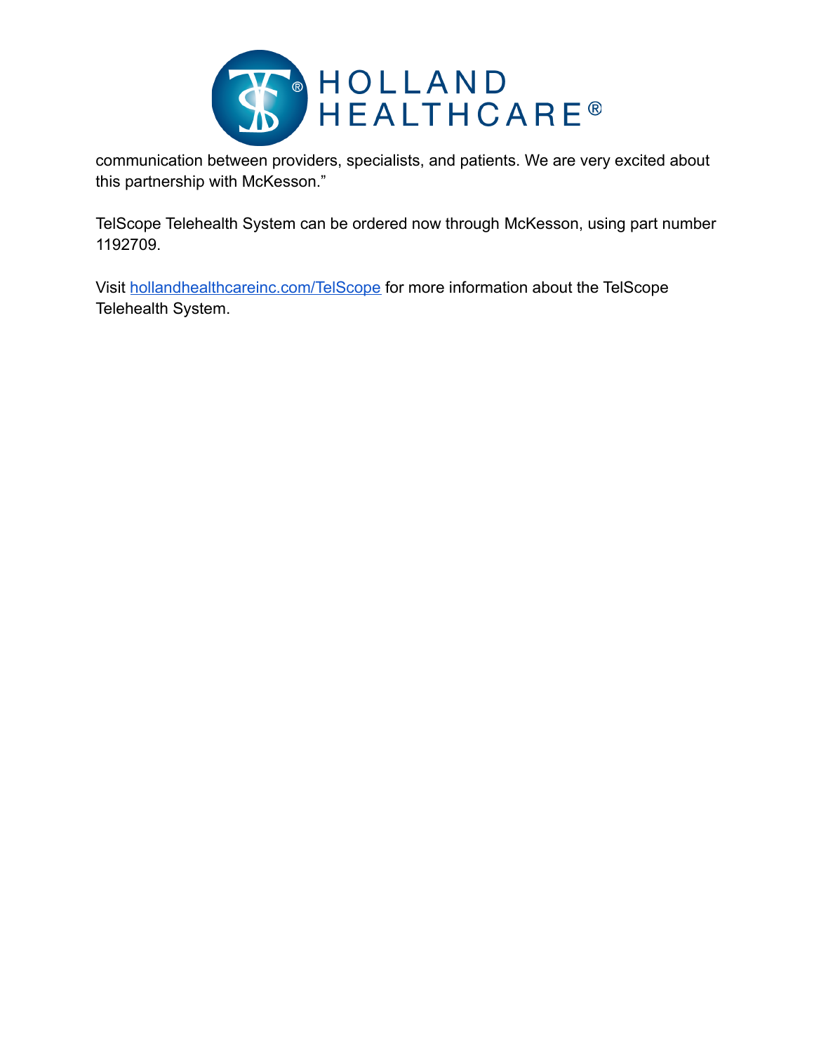communication between providers, specialists, and patients. We are very excited about this partnership with McKesson."

TelScope Telehealth System can be ordered now through McKesson, using part number 1192709.

Visit [hollandhealthcareinc.com/TelScope](hollandhealthcareinc.com/TelScope) for more information about the TelScope Telehealth System.